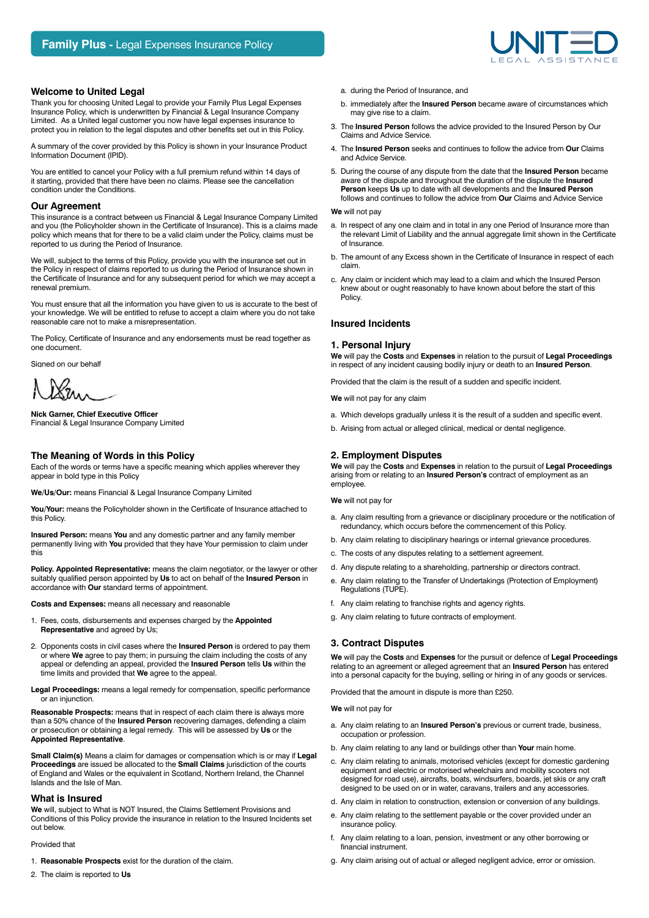# Family Plus - Legal Expenses Insurance Policy

UNITED LEGAL ASSISTANCE

## Welcome to United Legal

Thank you for choosing United Legal to provide your Family Plus Legal Expenses Insurance Policy, which is underwritten by Financial & Legal Insurance Company Limited. As a United legal customer you now have legal expenses insurance to protect you in relation to the legal disputes and other benefits set out in this Policy.

A summary of the cover provided by this Policy is shown in your Insurance Product Information Document (IPID).

You are entitled to cancel your Policy with a full premium refund within 14 days of it starting, provided that there have been no claims. Please see the cancellation condition under the Conditions.

## Our Agreement

This insurance is a contract between us Financial & Legal Insurance Company Limited and you (the Policyholder shown in the Certificate of Insurance). This is a claims made policy which means that for there to be a valid claim under the Policy, claims must be reported to us during the Period of Insurance.

We will, subject to the terms of this Policy, provide you with the insurance set out in the Policy in respect of claims reported to us during the Period of Insurance shown in the Certificate of Insurance and for any subsequent period for which we may accept a renewal premium.

You must ensure that all the information you have given to us is accurate to the best of your knowledge. We will be entitled to refuse to accept a claim where you do not take reasonable care not to make a misrepresentation.

The Policy, Certificate of Insurance and any endorsements must be read together as one document.

Signed on our behalf

**Nick Garner, Chief Executive Officer**
Financial & Legal Insurance Company Limited

## The Meaning of Words in this Policy

Each of the words or terms have a specific meaning which applies wherever they appear in bold type in this Policy

**We/Us/Our:** means Financial & Legal Insurance Company Limited

**You/Your:** means the Policyholder shown in the Certificate of Insurance attached to this Policy.

**Insured Person:** means **You** and any domestic partner and any family member permanently living with **You** provided that they have Your permission to claim under this

**Policy. Appointed Representative:** means the claim negotiator, or the lawyer or other suitably qualified person appointed by **Us** to act on behalf of the **Insured Person** in accordance with **Our** standard terms of appointment.

**Costs and Expenses:** means all necessary and reasonable

1. Fees, costs, disbursements and expenses charged by the **Appointed Representative** and agreed by Us;
2. Opponents costs in civil cases where the **Insured Person** is ordered to pay them or where **We** agree to pay them; in pursuing the claim including the costs of any appeal or defending an appeal, provided the **Insured Person** tells **Us** within the time limits and provided that **We** agree to the appeal.

**Legal Proceedings:** means a legal remedy for compensation, specific performance or an injunction.

**Reasonable Prospects:** means that in respect of each claim there is always more than a 50% chance of the **Insured Person** recovering damages, defending a claim or prosecution or obtaining a legal remedy. This will be assessed by **Us** or the **Appointed Representative**.

**Small Claim(s)** Means a claim for damages or compensation which is or may if **Legal Proceedings** are issued be allocated to the **Small Claims** jurisdiction of the courts of England and Wales or the equivalent in Scotland, Northern Ireland, the Channel Islands and the Isle of Man.

## What is Insured

**We** will, subject to What is NOT Insured, the Claims Settlement Provisions and Conditions of this Policy provide the insurance in relation to the Insured Incidents set out below.

Provided that

1. **Reasonable Prospects** exist for the duration of the claim.
2. The claim is reported to **Us**
   a. during the Period of Insurance, and
   b. immediately after the **Insured Person** became aware of circumstances which may give rise to a claim.
3. The **Insured Person** follows the advice provided to the Insured Person by Our Claims and Advice Service.
4. The **Insured Person** seeks and continues to follow the advice from **Our** Claims and Advice Service.
5. During the course of any dispute from the date that the **Insured Person** became aware of the dispute and throughout the duration of the dispute the **Insured Person** keeps **Us** up to date with all developments and the **Insured Person** follows and continues to follow the advice from **Our** Claims and Advice Service

**We** will not pay

a. In respect of any one claim and in total in any one Period of Insurance more than the relevant Limit of Liability and the annual aggregate limit shown in the Certificate of Insurance.

b. The amount of any Excess shown in the Certificate of Insurance in respect of each claim.

c. Any claim or incident which may lead to a claim and which the Insured Person knew about or ought reasonably to have known about before the start of this Policy.

## Insured Incidents

### 1. Personal Injury

**We** will pay the **Costs** and **Expenses** in relation to the pursuit of **Legal Proceedings** in respect of any incident causing bodily injury or death to an **Insured Person**.

Provided that the claim is the result of a sudden and specific incident.

**We** will not pay for any claim

a. Which develops gradually unless it is the result of a sudden and specific event.

b. Arising from actual or alleged clinical, medical or dental negligence.

### 2. Employment Disputes

**We** will pay the **Costs** and **Expenses** in relation to the pursuit of **Legal Proceedings** arising from or relating to an **Insured Person's** contract of employment as an employee.

**We** will not pay for

a. Any claim resulting from a grievance or disciplinary procedure or the notification of redundancy, which occurs before the commencement of this Policy.

b. Any claim relating to disciplinary hearings or internal grievance procedures.

c. The costs of any disputes relating to a settlement agreement.

d. Any dispute relating to a shareholding, partnership or directors contract.

e. Any claim relating to the Transfer of Undertakings (Protection of Employment) Regulations (TUPE).

f. Any claim relating to franchise rights and agency rights.

g. Any claim relating to future contracts of employment.

### 3. Contract Disputes

**We** will pay the **Costs** and **Expenses** for the pursuit or defence of **Legal Proceedings** relating to an agreement or alleged agreement that an **Insured Person** has entered into a personal capacity for the buying, selling or hiring in of any goods or services.

Provided that the amount in dispute is more than £250.

**We** will not pay for

a. Any claim relating to an **Insured Person's** previous or current trade, business, occupation or profession.

b. Any claim relating to any land or buildings other than **Your** main home.

c. Any claim relating to animals, motorised vehicles (except for domestic gardening equipment and electric or motorised wheelchairs and mobility scooters not designed for road use), aircrafts, boats, windsurfers, boards, jet skis or any craft designed to be used on or in water, caravans, trailers and any accessories.

d. Any claim in relation to construction, extension or conversion of any buildings.

e. Any claim relating to the settlement payable or the cover provided under an insurance policy.

f. Any claim relating to a loan, pension, investment or any other borrowing or financial instrument.

g. Any claim arising out of actual or alleged negligent advice, error or omission.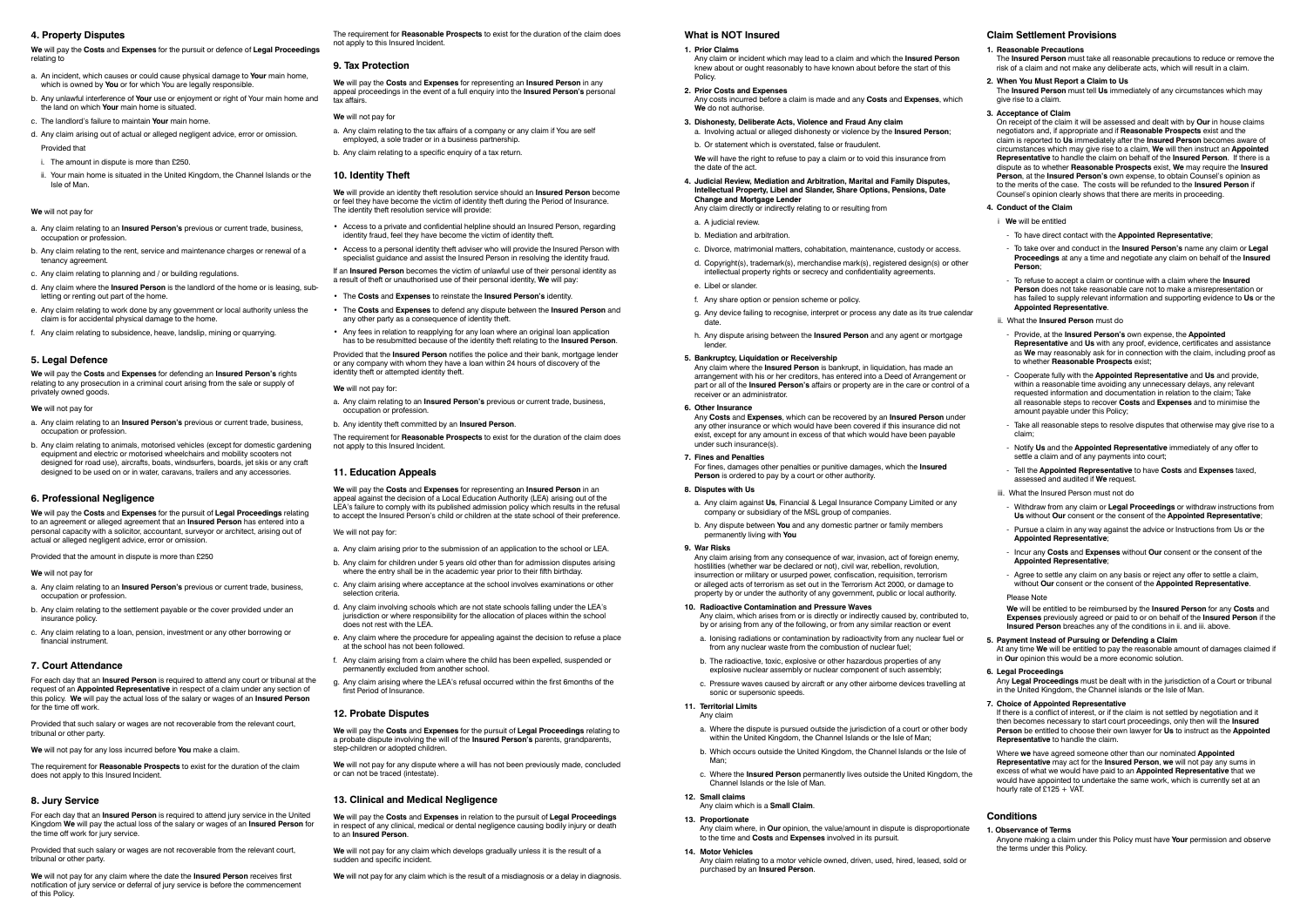## 4. Property Disputes

**We** will pay the **Costs** and **Expenses** for the pursuit or defence of **Legal Proceedings** relating to

a. An incident, which causes or could cause physical damage to **Your** main home, which is owned by **You** or for which You are legally responsible.

b. Any unlawful interference of **Your** use or enjoyment or right of Your main home and the land on which **Your** main home is situated.

c. The landlord's failure to maintain **Your** main home.

d. Any claim arising out of actual or alleged negligent advice, error or omission.

Provided that

i. The amount in dispute is more than £250.

ii. Your main home is situated in the United Kingdom, the Channel Islands or the Isle of Man.

**We** will not pay for

a. Any claim relating to an **Insured Person's** previous or current trade, business, occupation or profession.

b. Any claim relating to the rent, service and maintenance charges or renewal of a tenancy agreement.

c. Any claim relating to planning and / or building regulations.

d. Any claim where the **Insured Person** is the landlord of the home or is leasing, sub-letting or renting out part of the home.

e. Any claim relating to work done by any government or local authority unless the claim is for accidental physical damage to the home.

f. Any claim relating to subsidence, heave, landslip, mining or quarrying.

## 5. Legal Defence

**We** will pay the **Costs** and **Expenses** for defending an **Insured Person's** rights relating to any prosecution in a criminal court arising from the sale or supply of privately owned goods.

**We** will not pay for

a. Any claim relating to an **Insured Person's** previous or current trade, business, occupation or profession.

b. Any claim relating to animals, motorised vehicles (except for domestic gardening equipment and electric or motorised wheelchairs and mobility scooters not designed for road use), aircrafts, boats, windsurfers, boards, jet skis or any craft designed to be used on or in water, caravans, trailers and any accessories.

## 6. Professional Negligence

**We** will pay the **Costs** and **Expenses** for the pursuit of **Legal Proceedings** relating to an agreement or alleged agreement that an **Insured Person** has entered into a personal capacity with a solicitor, accountant, surveyor or architect, arising out of actual or alleged negligent advice, error or omission.

Provided that the amount in dispute is more than £250

**We** will not pay for

a. Any claim relating to an **Insured Person's** previous or current trade, business, occupation or profession.

b. Any claim relating to the settlement payable or the cover provided under an insurance policy.

c. Any claim relating to a loan, pension, investment or any other borrowing or financial instrument.

## 7. Court Attendance

For each day that an **Insured Person** is required to attend any court or tribunal at the request of an **Appointed Representative** in respect of a claim under any section of this policy. **We** will pay the actual loss of the salary or wages of an **Insured Person** for the time off work.

Provided that such salary or wages are not recoverable from the relevant court, tribunal or other party.

**We** will not pay for any loss incurred before **You** make a claim.

The requirement for **Reasonable Prospects** to exist for the duration of the claim does not apply to this Insured Incident.

## 8. Jury Service

For each day that an **Insured Person** is required to attend jury service in the United Kingdom **We** will pay the actual loss of the salary or wages of an **Insured Person** for the time off work for jury service.

Provided that such salary or wages are not recoverable from the relevant court, tribunal or other party.

**We** will not pay for any claim where the date the **Insured Person** receives first notification of jury service or deferral of jury service is before the commencement of this Policy.

The requirement for **Reasonable Prospects** to exist for the duration of the claim does not apply to this Insured Incident.

## 9. Tax Protection

**We** will pay the **Costs** and **Expenses** for representing an **Insured Person** in any appeal proceedings in the event of a full enquiry into the **Insured Person's** personal tax affairs.

**We** will not pay for

a. Any claim relating to the tax affairs of a company or any claim if You are self employed, a sole trader or in a business partnership.

b. Any claim relating to a specific enquiry of a tax return.

## 10. Identity Theft

**We** will provide an identity theft resolution service should an **Insured Person** become or feel they have become the victim of identity theft during the Period of Insurance. The identity theft resolution service will provide:

- Access to a private and confidential helpline should an Insured Person, regarding identity fraud, feel they have become the victim of identity theft.
- Access to a personal identity theft adviser who will provide the Insured Person with specialist guidance and assist the Insured Person in resolving the identity fraud.

If an **Insured Person** becomes the victim of unlawful use of their personal identity as a result of theft or unauthorised use of their personal identity, **We** will pay:

- The **Costs** and **Expenses** to reinstate the **Insured Person's** identity.
- The **Costs** and **Expenses** to defend any dispute between the **Insured Person** and any other party as a consequence of identity theft.
- Any fees in relation to reapplying for any loan where an original loan application has to be resubmitted because of the identity theft relating to the **Insured Person**.

Provided that the **Insured Person** notifies the police and their bank, mortgage lender or any company with whom they have a loan within 24 hours of discovery of the identity theft or attempted identity theft.

**We** will not pay for:

a. Any claim relating to an **Insured Person's** previous or current trade, business, occupation or profession.

b. Any identity theft committed by an **Insured Person**.

The requirement for **Reasonable Prospects** to exist for the duration of the claim does not apply to this Insured Incident.

## 11. Education Appeals

**We** will pay the **Costs** and **Expenses** for representing an **Insured Person** in an appeal against the decision of a Local Education Authority (LEA) arising out of the LEA's failure to comply with its published admission policy which results in the refusal to accept the Insured Person's child or children at the state school of their preference.

We will not pay for:

a. Any claim arising prior to the submission of an application to the school or LEA.

b. Any claim for children under 5 years old other than for admission disputes arising where the entry shall be in the academic year prior to their fifth birthday.

c. Any claim arising where acceptance at the school involves examinations or other selection criteria.

d. Any claim involving schools which are not state schools falling under the LEA's jurisdiction or where responsibility for the allocation of places within the school does not rest with the LEA.

e. Any claim where the procedure for appealing against the decision to refuse a place at the school has not been followed.

f. Any claim arising from a claim where the child has been expelled, suspended or permanently excluded from another school.

g. Any claim arising where the LEA's refusal occurred within the first 6months of the first Period of Insurance.

## 12. Probate Disputes

**We** will pay the **Costs** and **Expenses** for the pursuit of **Legal Proceedings** relating to a probate dispute involving the will of the **Insured Person's** parents, grandparents, step-children or adopted children.

**We** will not pay for any dispute where a will has not been previously made, concluded or can not be traced (intestate).

## 13. Clinical and Medical Negligence

**We** will pay the **Costs** and **Expenses** in relation to the pursuit of **Legal Proceedings** in respect of any clinical, medical or dental negligence causing bodily injury or death to an **Insured Person**.

**We** will not pay for any claim which develops gradually unless it is the result of a sudden and specific incident.

**We** will not pay for any claim which is the result of a misdiagnosis or a delay in diagnosis.

## What is NOT Insured

**1. Prior Claims**

Any claim or incident which may lead to a claim and which the **Insured Person** knew about or ought reasonably to have known about before the start of this Policy.

**2. Prior Costs and Expenses**

Any costs incurred before a claim is made and any **Costs** and **Expenses**, which **We** do not authorise.

**3. Dishonesty, Deliberate Acts, Violence and Fraud Any claim**

a. Involving actual or alleged dishonesty or violence by the **Insured Person**;

b. Or statement which is overstated, false or fraudulent.

**We** will have the right to refuse to pay a claim or to void this insurance from the date of the act.

**4. Judicial Review, Mediation and Arbitration, Marital and Family Disputes, Intellectual Property, Libel and Slander, Share Options, Pensions, Date Change and Mortgage Lender**

Any claim directly or indirectly relating to or resulting from

a. A judicial review.

b. Mediation and arbitration.

c. Divorce, matrimonial matters, cohabitation, maintenance, custody or access.

d. Copyright(s), trademark(s), merchandise mark(s), registered design(s) or other intellectual property rights or secrecy and confidentiality agreements.

e. Libel or slander.

f. Any share option or pension scheme or policy.

g. Any device failing to recognise, interpret or process any date as its true calendar date.

h. Any dispute arising between the **Insured Person** and any agent or mortgage lender.

**5. Bankruptcy, Liquidation or Receivership**

Any claim where the **Insured Person** is bankrupt, in liquidation, has made an arrangement with his or her creditors, has entered into a Deed of Arrangement or part or all of the **Insured Person's** affairs or property are in the care or control of a receiver or an administrator.

**6. Other Insurance**

Any **Costs** and **Expenses**, which can be recovered by an **Insured Person** under any other insurance or which would have been covered if this insurance did not exist, except for any amount in excess of that which would have been payable under such insurance(s).

**7. Fines and Penalties**

For fines, damages other penalties or punitive damages, which the **Insured Person** is ordered to pay by a court or other authority.

**8. Disputes with Us**

a. Any claim against **Us**, Financial & Legal Insurance Company Limited or any company or subsidiary of the MSL group of companies.

b. Any dispute between **You** and any domestic partner or family members permanently living with **You**

**9. War Risks**

Any claim arising from any consequence of war, invasion, act of foreign enemy, hostilities (whether war be declared or not), civil war, rebellion, revolution, insurrection or military or usurped power, confiscation, requisition, terrorism or alleged acts of terrorism as set out in the Terrorism Act 2000, or damage to property by or under the authority of any government, public or local authority.

**10. Radioactive Contamination and Pressure Waves**

Any claim, which arises from or is directly or indirectly caused by, contributed to, by or arising from any of the following, or from any similar reaction or event

a. Ionising radiations or contamination by radioactivity from any nuclear fuel or from any nuclear waste from the combustion of nuclear fuel;

b. The radioactive, toxic, explosive or other hazardous properties of any explosive nuclear assembly or nuclear component of such assembly;

c. Pressure waves caused by aircraft or any other airborne devices travelling at sonic or supersonic speeds.

**11. Territorial Limits**

Any claim

a. Where the dispute is pursued outside the jurisdiction of a court or other body within the United Kingdom, the Channel Islands or the Isle of Man;

b. Which occurs outside the United Kingdom, the Channel Islands or the Isle of Man;

c. Where the **Insured Person** permanently lives outside the United Kingdom, the Channel Islands or the Isle of Man.

**12. Small claims**

Any claim which is a **Small Claim**.

**13. Proportionate**

Any claim where, in **Our** opinion, the value/amount in dispute is disproportionate to the time and **Costs** and **Expenses** involved in its pursuit.

**14. Motor Vehicles**

Any claim relating to a motor vehicle owned, driven, used, hired, leased, sold or purchased by an **Insured Person**.

## Claim Settlement Provisions

**1. Reasonable Precautions**

The **Insured Person** must take all reasonable precautions to reduce or remove the risk of a claim and not make any deliberate acts, which will result in a claim.

**2. When You Must Report a Claim to Us**

The **Insured Person** must tell **Us** immediately of any circumstances which may give rise to a claim.

**3. Acceptance of Claim**

On receipt of the claim it will be assessed and dealt with by **Our** in house claims negotiators and, if appropriate and if **Reasonable Prospects** exist and the claim is reported to **Us** immediately after the **Insured Person** becomes aware of circumstances which may give rise to a claim, **We** will then instruct an **Appointed Representative** to handle the claim on behalf of the **Insured Person**. If there is a dispute as to whether **Reasonable Prospects** exist, **We** may require the **Insured Person**, at the **Insured Person's** own expense, to obtain Counsel's opinion as to the merits of the case. The costs will be refunded to the **Insured Person** if Counsel's opinion clearly shows that there are merits in proceeding.

**4. Conduct of the Claim**

i **We** will be entitled

- To have direct contact with the **Appointed Representative**;
- To take over and conduct in the **Insured Person's** name any claim or **Legal Proceedings** at any a time and negotiate any claim on behalf of the **Insured Person**;
- To refuse to accept a claim or continue with a claim where the **Insured Person** does not take reasonable care not to make a misrepresentation or has failed to supply relevant information and supporting evidence to **Us** or the **Appointed Representative**.

ii. What the **Insured Person** must do

- Provide, at the **Insured Person's** own expense, the **Appointed Representative** and **Us** with any proof, evidence, certificates and assistance as **We** may reasonably ask for in connection with the claim, including proof as to whether **Reasonable Prospects** exist;
- Cooperate fully with the **Appointed Representative** and **Us** and provide, within a reasonable time avoiding any unnecessary delays, any relevant requested information and documentation in relation to the claim; Take all reasonable steps to recover **Costs** and **Expenses** and to minimise the amount payable under this Policy;
- Take all reasonable steps to resolve disputes that otherwise may give rise to a claim;
- Notify **Us** and the **Appointed Representative** immediately of any offer to settle a claim and of any payments into court;
- Tell the **Appointed Representative** to have **Costs** and **Expenses** taxed, assessed and audited if **We** request.

iii. What the Insured Person must not do

- Withdraw from any claim or **Legal Proceedings** or withdraw instructions from **Us** without **Our** consent or the consent of the **Appointed Representative**;
- Pursue a claim in any way against the advice or Instructions from Us or the **Appointed Representative**;
- Incur any **Costs** and **Expenses** without **Our** consent or the consent of the **Appointed Representative**;
- Agree to settle any claim on any basis or reject any offer to settle a claim, without **Our** consent or the consent of the **Appointed Representative**.

Please Note

**We** will be entitled to be reimbursed by the **Insured Person** for any **Costs** and **Expenses** previously agreed or paid to or on behalf of the **Insured Person** if the **Insured Person** breaches any of the conditions in ii. and iii. above.

**5. Payment Instead of Pursuing or Defending a Claim**

At any time **We** will be entitled to pay the reasonable amount of damages claimed if in **Our** opinion this would be a more economic solution.

**6. Legal Proceedings**

Any **Legal Proceedings** must be dealt with in the jurisdiction of a Court or tribunal in the United Kingdom, the Channel islands or the Isle of Man.

**7. Choice of Appointed Representative**

If there is a conflict of interest, or if the claim is not settled by negotiation and it then becomes necessary to start court proceedings, only then will the **Insured Person** be entitled to choose their own lawyer for **Us** to instruct as the **Appointed Representative** to handle the claim.

Where **we** have agreed someone other than our nominated **Appointed Representative** may act for the **Insured Person**, **we** will not pay any sums in excess of what we would have paid to an **Appointed Representative** that we would have appointed to undertake the same work, which is currently set at an hourly rate of £125 + VAT.

## Conditions

**1. Observance of Terms**

Anyone making a claim under this Policy must have **Your** permission and observe the terms under this Policy.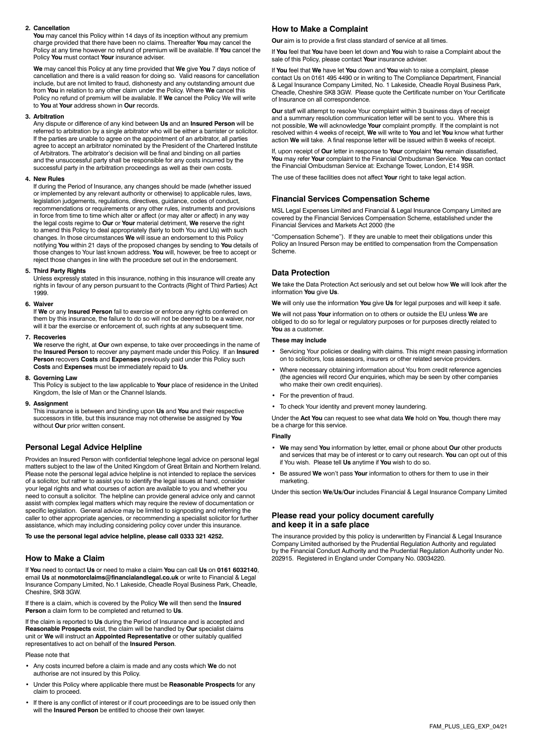**2. Cancellation**

**You** may cancel this Policy within 14 days of its inception without any premium charge provided that there have been no claims. Thereafter **You** may cancel the Policy at any time however no refund of premium will be available. If **You** cancel the Policy **You** must contact **Your** insurance adviser.

**We** may cancel this Policy at any time provided that **We** give **You** 7 days notice of cancellation and there is a valid reason for doing so. Valid reasons for cancellation include, but are not limited to fraud, dishonesty and any outstanding amount due from **You** in relation to any other claim under the Policy. Where **We** cancel this Policy no refund of premium will be available. If **We** cancel the Policy We will write to **You** at **Your** address shown in **Our** records.

**3. Arbitration**

Any dispute or difference of any kind between **Us** and an **Insured Person** will be referred to arbitration by a single arbitrator who will be either a barrister or solicitor. If the parties are unable to agree on the appointment of an arbitrator, all parties agree to accept an arbitrator nominated by the President of the Chartered Institute of Arbitrators. The arbitrator's decision will be final and binding on all parties and the unsuccessful party shall be responsible for any costs incurred by the successful party in the arbitration proceedings as well as their own costs.

**4. New Rules**

If during the Period of Insurance, any changes should be made (whether issued or implemented by any relevant authority or otherwise) to applicable rules, laws, legislation judgements, regulations, directives, guidance, codes of conduct, recommendations or requirements or any other rules, instruments and provisions in force from time to time which alter or affect (or may alter or affect) in any way the legal costs regime to **Our** or **Your** material detriment, **We** reserve the right to amend this Policy to deal appropriately (fairly to both You and Us) with such changes. In those circumstances **We** will issue an endorsement to this Policy notifying **You** within 21 days of the proposed changes by sending to **You** details of those changes to Your last known address. **You** will, however, be free to accept or reject those changes in line with the procedure set out in the endorsement.

**5. Third Party Rights**

Unless expressly stated in this insurance, nothing in this insurance will create any rights in favour of any person pursuant to the Contracts (Right of Third Parties) Act 1999.

**6. Waiver**

If **We** or any **Insured Person** fail to exercise or enforce any rights conferred on them by this insurance, the failure to do so will not be deemed to be a waiver, nor will it bar the exercise or enforcement of, such rights at any subsequent time.

**7. Recoveries**

**We** reserve the right, at **Our** own expense, to take over proceedings in the name of the **Insured Person** to recover any payment made under this Policy. If an **Insured Person** recovers **Costs** and **Expenses** previously paid under this Policy such **Costs** and **Expenses** must be immediately repaid to **Us**.

**8. Governing Law**

This Policy is subject to the law applicable to **Your** place of residence in the United Kingdom, the Isle of Man or the Channel Islands.

**9. Assignment**

This insurance is between and binding upon **Us** and **You** and their respective successors in title, but this insurance may not otherwise be assigned by **You** without **Our** prior written consent.

## Personal Legal Advice Helpline

Provides an Insured Person with confidential telephone legal advice on personal legal matters subject to the law of the United Kingdom of Great Britain and Northern Ireland. Please note the personal legal advice helpline is not intended to replace the services of a solicitor, but rather to assist you to identify the legal issues at hand, consider your legal rights and what courses of action are available to you and whether you need to consult a solicitor. The helpline can provide general advice only and cannot assist with complex legal matters which may require the review of documentation or specific legislation. General advice may be limited to signposting and referring the caller to other appropriate agencies, or recommending a specialist solicitor for further assistance, which may including considering policy cover under this insurance.

**To use the personal legal advice helpline, please call 0333 321 4252.**

## How to Make a Claim

If **You** need to contact **Us** or need to make a claim **You** can call **Us** on **0161 6032140**, email **Us** at **nonmotorclaims@financialandlegal.co.uk** or write to Financial & Legal Insurance Company Limited, No.1 Lakeside, Cheadle Royal Business Park, Cheadle, Cheshire, SK8 3GW.

If there is a claim, which is covered by the Policy **We** will then send the **Insured Person** a claim form to be completed and returned to **Us**.

If the claim is reported to **Us** during the Period of Insurance and is accepted and **Reasonable Prospects** exist, the claim will be handled by **Our** specialist claims unit or **We** will instruct an **Appointed Representative** or other suitably qualified representatives to act on behalf of the **Insured Person**.

Please note that

- Any costs incurred before a claim is made and any costs which **We** do not authorise are not insured by this Policy.
- Under this Policy where applicable there must be **Reasonable Prospects** for any claim to proceed.
- If there is any conflict of interest or if court proceedings are to be issued only then will the **Insured Person** be entitled to choose their own lawyer.

## How to Make a Complaint

**Our** aim is to provide a first class standard of service at all times.

If **You** feel that **You** have been let down and **You** wish to raise a Complaint about the sale of this Policy, please contact **Your** insurance adviser.

If **You** feel that **We** have let **You** down and **You** wish to raise a complaint, please contact Us on 0161 495 4490 or in writing to The Compliance Department, Financial & Legal Insurance Company Limited, No. 1 Lakeside, Cheadle Royal Business Park, Cheadle, Cheshire SK8 3GW. Please quote the Certificate number on Your Certificate of Insurance on all correspondence.

**Our** staff will attempt to resolve Your complaint within 3 business days of receipt and a summary resolution communication letter will be sent to you. Where this is not possible, **We** will acknowledge **Your** complaint promptly. If the complaint is not resolved within 4 weeks of receipt, **We** will write to **You** and let **You** know what further action **We** will take. A final response letter will be issued within 8 weeks of receipt.

If, upon receipt of **Our** letter in response to **Your** complaint **You** remain dissatisfied, **You** may refer **Your** complaint to the Financial Ombudsman Service. **You** can contact the Financial Ombudsman Service at: Exchange Tower, London, E14 9SR.

The use of these facilities does not affect **Your** right to take legal action.

## Financial Services Compensation Scheme

MSL Legal Expenses Limited and Financial & Legal Insurance Company Limited are covered by the Financial Services Compensation Scheme, established under the Financial Services and Markets Act 2000 (the

"Compensation Scheme"). If they are unable to meet their obligations under this Policy an Insured Person may be entitled to compensation from the Compensation Scheme.

## Data Protection

**We** take the Data Protection Act seriously and set out below how **We** will look after the information **You** give **Us**.

**We** will only use the information **You** give **Us** for legal purposes and will keep it safe.

**We** will not pass **Your** information on to others or outside the EU unless **We** are obliged to do so for legal or regulatory purposes or for purposes directly related to **You** as a customer.

**These may include**

- Servicing Your policies or dealing with claims. This might mean passing information on to solicitors, loss assessors, insurers or other related service providers.
- Where necessary obtaining information about You from credit reference agencies (the agencies will record Our enquiries, which may be seen by other companies who make their own credit enquiries).
- For the prevention of fraud.
- To check Your identity and prevent money laundering.

Under the **Act You** can request to see what data **We** hold on **You**, though there may be a charge for this service.

**Finally**

- **We** may send **You** information by letter, email or phone about **Our** other products and services that may be of interest or to carry out research. **You** can opt out of this if You wish. Please tell **Us** anytime if **You** wish to do so.
- Be assured **We** won't pass **Your** information to others for them to use in their marketing.

Under this section **We**/**Us**/**Our** includes Financial & Legal Insurance Company Limited

## Please read your policy document carefully and keep it in a safe place

The insurance provided by this policy is underwritten by Financial & Legal Insurance Company Limited authorised by the Prudential Regulation Authority and regulated by the Financial Conduct Authority and the Prudential Regulation Authority under No. 202915. Registered in England under Company No. 03034220.

FAM_PLUS_LEG_EXP_04/21